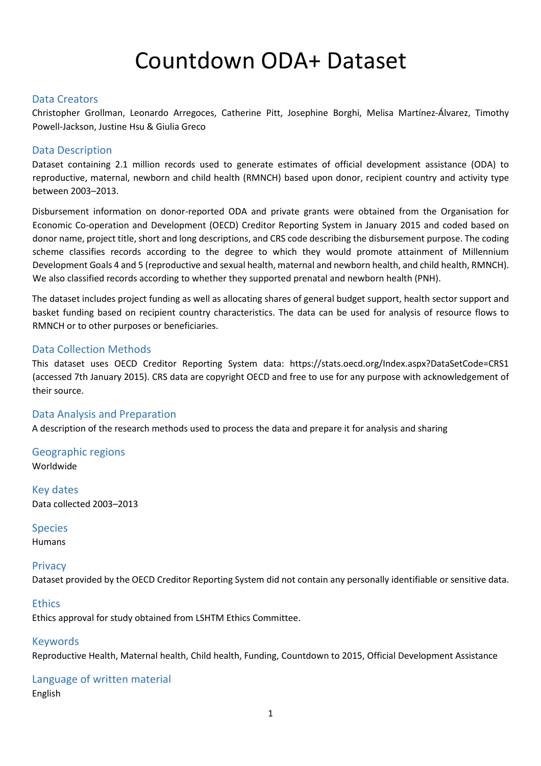# Countdown ODA+ Dataset

## Data Creators

Christopher Grollman, Leonardo Arregoces, Catherine Pitt, Josephine Borghi, Melisa Martínez-Álvarez, Timothy Powell-Jackson, Justine Hsu & Giulia Greco

## Data Description

Dataset containing 2.1 million records used to generate estimates of official development assistance (ODA) to reproductive, maternal, newborn and child health (RMNCH) based upon donor, recipient country and activity type between 2003–2013.

Disbursement information on donor-reported ODA and private grants were obtained from the Organisation for Economic Co-operation and Development (OECD) Creditor Reporting System in January 2015 and coded based on donor name, project title, short and long descriptions, and CRS code describing the disbursement purpose. The coding scheme classifies records according to the degree to which they would promote attainment of Millennium Development Goals 4 and 5 (reproductive and sexual health, maternal and newborn health, and child health, RMNCH). We also classified records according to whether they supported prenatal and newborn health (PNH).

The dataset includes project funding as well as allocating shares of general budget support, health sector support and basket funding based on recipient country characteristics. The data can be used for analysis of resource flows to RMNCH or to other purposes or beneficiaries.

## Data Collection Methods

This dataset uses OECD Creditor Reporting System data: https://stats.oecd.org/Index.aspx?DataSetCode=CRS1 (accessed 7th January 2015). CRS data are copyright OECD and free to use for any purpose with acknowledgement of their source.

## Data Analysis and Preparation

A description of the research methods used to process the data and prepare it for analysis and sharing

## Geographic regions

Worldwide

## Key dates

Data collected 2003–2013

## Species

Humans

## Privacy

Dataset provided by the OECD Creditor Reporting System did not contain any personally identifiable or sensitive data.

## Ethics

Ethics approval for study obtained from LSHTM Ethics Committee.

## Keywords

Reproductive Health, Maternal health, Child health, Funding, Countdown to 2015, Official Development Assistance

## Language of written material

English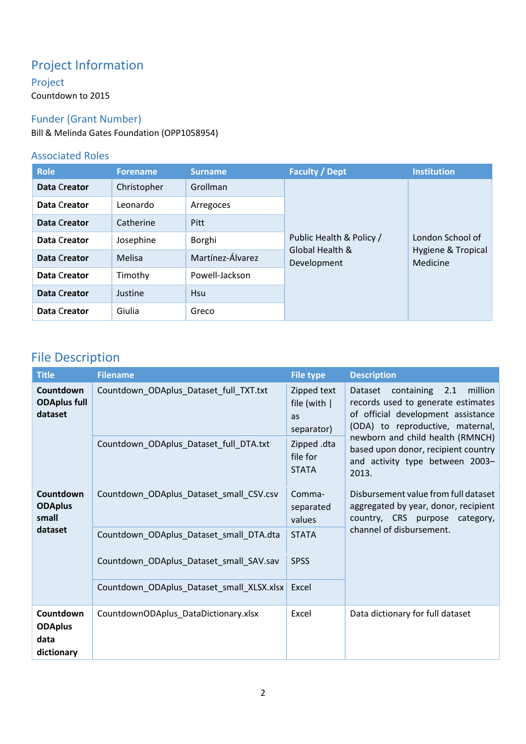# Project Information

## Project

Countdown to 2015

## Funder (Grant Number)

Bill & Melinda Gates Foundation (OPP1058954)

## Associated Roles

| Role | Forename | Surname | Faculty / Dept | Institution |
|---|---|---|---|---|
| **Data Creator** | Christopher | Grollman | Public Health & Policy / Global Health & Development | London School of Hygiene & Tropical Medicine |
| **Data Creator** | Leonardo | Arregoces | | |
| **Data Creator** | Catherine | Pitt | | |
| **Data Creator** | Josephine | Borghi | | |
| **Data Creator** | Melisa | Martínez-Álvarez | | |
| **Data Creator** | Timothy | Powell-Jackson | | |
| **Data Creator** | Justine | Hsu | | |
| **Data Creator** | Giulia | Greco | | |

# File Description

| Title | Filename | File type | Description |
|---|---|---|---|
| **Countdown ODAplus full dataset** | Countdown_ODAplus_Dataset_full_TXT.txt | Zipped text file (with \| as separator) | Dataset containing 2.1 million records used to generate estimates of official development assistance (ODA) to reproductive, maternal, newborn and child health (RMNCH) based upon donor, recipient country and activity type between 2003–2013. |
| | Countdown_ODAplus_Dataset_full_DTA.txt | Zipped .dta file for STATA | |
| **Countdown ODAplus small dataset** | Countdown_ODAplus_Dataset_small_CSV.csv | Comma-separated values | Disbursement value from full dataset aggregated by year, donor, recipient country, CRS purpose category, channel of disbursement. |
| | Countdown_ODAplus_Dataset_small_DTA.dta | STATA | |
| | Countdown_ODAplus_Dataset_small_SAV.sav | SPSS | |
| | Countdown_ODAplus_Dataset_small_XLSX.xlsx | Excel | |
| **Countdown ODAplus data dictionary** | CountdownODAplus_DataDictionary.xlsx | Excel | Data dictionary for full dataset |